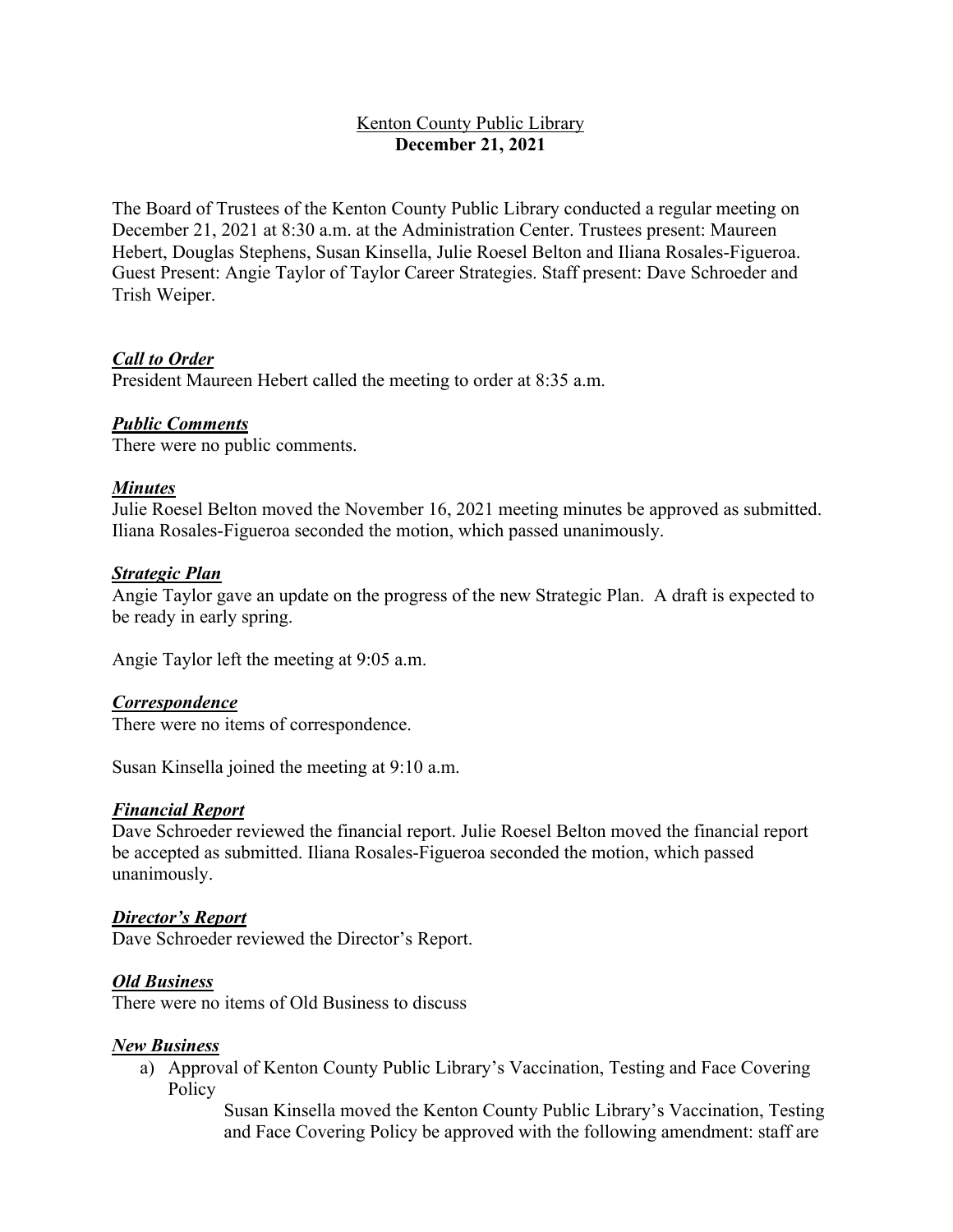# Kenton County Public Library
**December 21, 2021**

The Board of Trustees of the Kenton County Public Library conducted a regular meeting on December 21, 2021 at 8:30 a.m. at the Administration Center. Trustees present: Maureen Hebert, Douglas Stephens, Susan Kinsella, Julie Roesel Belton and Iliana Rosales-Figueroa. Guest Present: Angie Taylor of Taylor Career Strategies. Staff present: Dave Schroeder and Trish Weiper.

***Call to Order***
President Maureen Hebert called the meeting to order at 8:35 a.m.

***Public Comments***
There were no public comments.

***Minutes***
Julie Roesel Belton moved the November 16, 2021 meeting minutes be approved as submitted. Iliana Rosales-Figueroa seconded the motion, which passed unanimously.

***Strategic Plan***
Angie Taylor gave an update on the progress of the new Strategic Plan. A draft is expected to be ready in early spring.

Angie Taylor left the meeting at 9:05 a.m.

***Correspondence***
There were no items of correspondence.

Susan Kinsella joined the meeting at 9:10 a.m.

***Financial Report***
Dave Schroeder reviewed the financial report. Julie Roesel Belton moved the financial report be accepted as submitted. Iliana Rosales-Figueroa seconded the motion, which passed unanimously.

***Director's Report***
Dave Schroeder reviewed the Director's Report.

***Old Business***
There were no items of Old Business to discuss

***New Business***

a) Approval of Kenton County Public Library's Vaccination, Testing and Face Covering Policy

   Susan Kinsella moved the Kenton County Public Library's Vaccination, Testing and Face Covering Policy be approved with the following amendment: staff are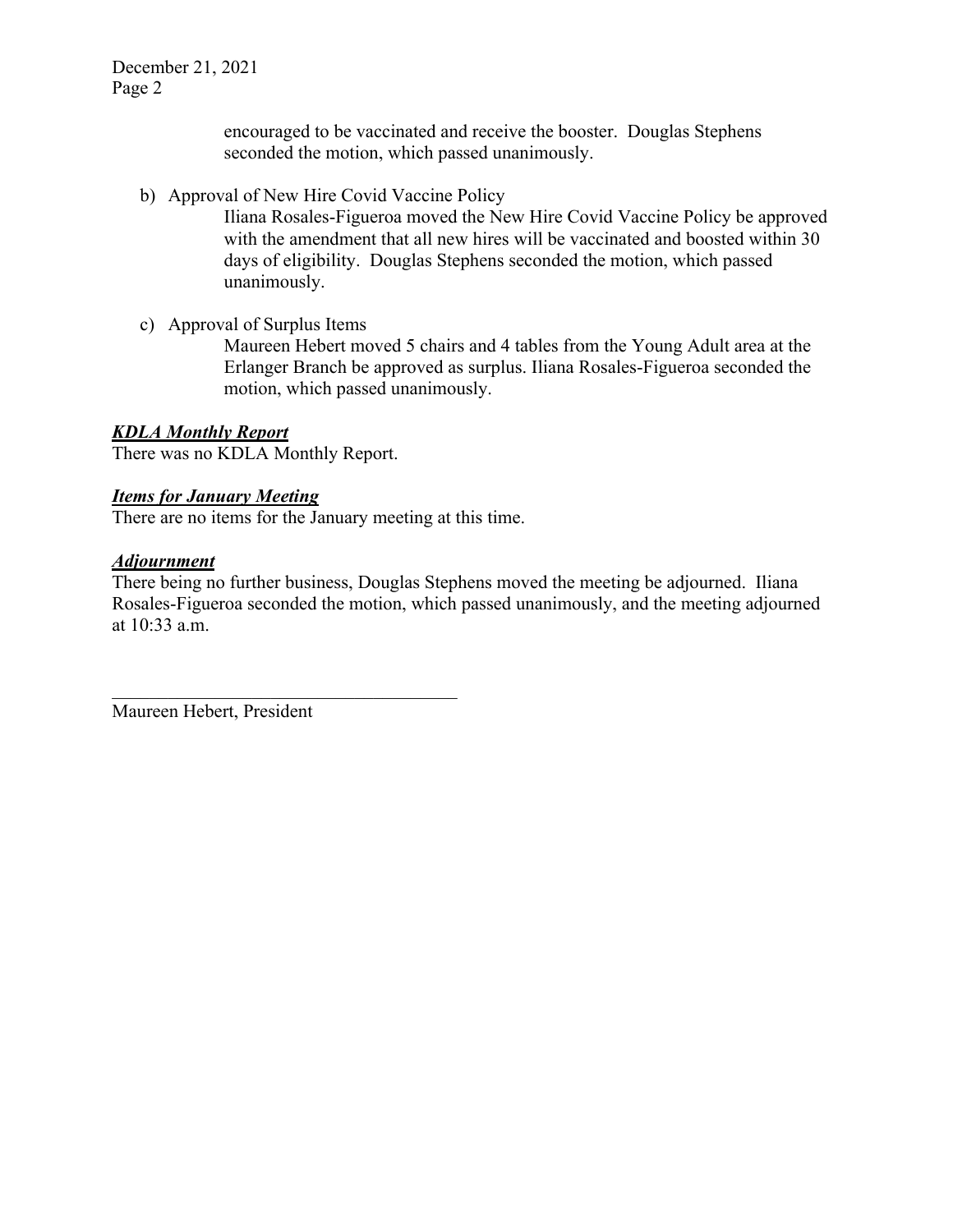encouraged to be vaccinated and receive the booster. Douglas Stephens seconded the motion, which passed unanimously.

b) Approval of New Hire Covid Vaccine Policy
   Iliana Rosales-Figueroa moved the New Hire Covid Vaccine Policy be approved with the amendment that all new hires will be vaccinated and boosted within 30 days of eligibility. Douglas Stephens seconded the motion, which passed unanimously.

c) Approval of Surplus Items
   Maureen Hebert moved 5 chairs and 4 tables from the Young Adult area at the Erlanger Branch be approved as surplus. Iliana Rosales-Figueroa seconded the motion, which passed unanimously.

***KDLA Monthly Report***

There was no KDLA Monthly Report.

***Items for January Meeting***

There are no items for the January meeting at this time.

***Adjournment***

There being no further business, Douglas Stephens moved the meeting be adjourned. Iliana Rosales-Figueroa seconded the motion, which passed unanimously, and the meeting adjourned at 10:33 a.m.

\_\_\_\_\_\_\_\_\_\_\_\_\_\_\_\_\_\_\_\_\_\_\_\_\_\_\_\_\_\_\_\_\_\_\_\_\_\_

Maureen Hebert, President